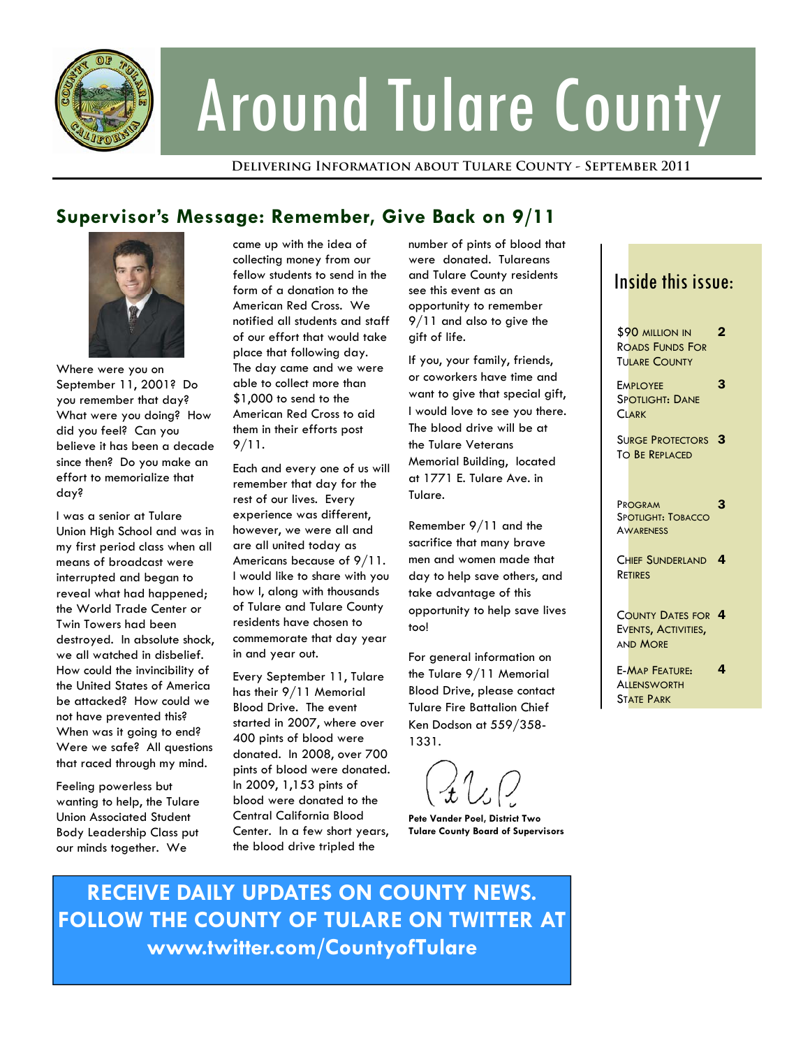# Around Tulare County

**Delivering Information about Tulare County - September 2011**

## Supervisor's Message: Remember, Give Back on 9/11

Where were you on September 11, 2001? Do you remember that day? What were you doing? How did you feel? Can you believe it has been a decade since then? Do you make an effort to memorialize that day?

I was a senior at Tulare Union High School and was in my first period class when all means of broadcast were interrupted and began to reveal what had happened; the World Trade Center or Twin Towers had been destroyed. In absolute shock, we all watched in disbelief. How could the invincibility of the United States of America be attacked? How could we not have prevented this? When was it going to end? Were we safe? All questions that raced through my mind.

Feeling powerless but wanting to help, the Tulare Union Associated Student Body Leadership Class put our minds together. We came up with the idea of collecting money from our fellow students to send in the form of a donation to the American Red Cross. We notified all students and staff of our effort that would take place that following day. The day came and we were able to collect more than $1,000 to send to the American Red Cross to aid them in their efforts post 9/11.

Each and every one of us will remember that day for the rest of our lives. Every experience was different, however, we were all and are all united today as Americans because of 9/11. I would like to share with you how I, along with thousands of Tulare and Tulare County residents have chosen to commemorate that day year in and year out.

Every September 11, Tulare has their 9/11 Memorial Blood Drive. The event started in 2007, where over 400 pints of blood were donated. In 2008, over 700 pints of blood were donated. In 2009, 1,153 pints of blood were donated to the Central California Blood Center. In a few short years, the blood drive tripled the number of pints of blood that were donated. Tulareans and Tulare County residents see this event as an opportunity to remember 9/11 and also to give the gift of life.

If you, your family, friends, or coworkers have time and want to give that special gift, I would love to see you there. The blood drive will be at the Tulare Veterans Memorial Building, located at 1771 E. Tulare Ave. in Tulare.

Remember 9/11 and the sacrifice that many brave men and women made that day to help save others, and take advantage of this opportunity to help save lives too!

For general information on the Tulare 9/11 Memorial Blood Drive, please contact Tulare Fire Battalion Chief Ken Dodson at 559/358-1331.

**Pete Vander Poel, District Two**
**Tulare County Board of Supervisors**

### Inside this issue:

| | |
|---|---|
| $90 Million in Roads Funds for Tulare County | 2 |
| Employee Spotlight: Dane Clark | 3 |
| Surge Protectors to be Replaced | 3 |
| Program Spotlight: Tobacco Awareness | 3 |
| Chief Sunderland Retires | 4 |
| County Dates for Events, Activities, and More | 4 |
| E-Map Feature: Allensworth State Park | 4 |

**RECEIVE DAILY UPDATES ON COUNTY NEWS. FOLLOW THE COUNTY OF TULARE ON TWITTER AT www.twitter.com/CountyofTulare**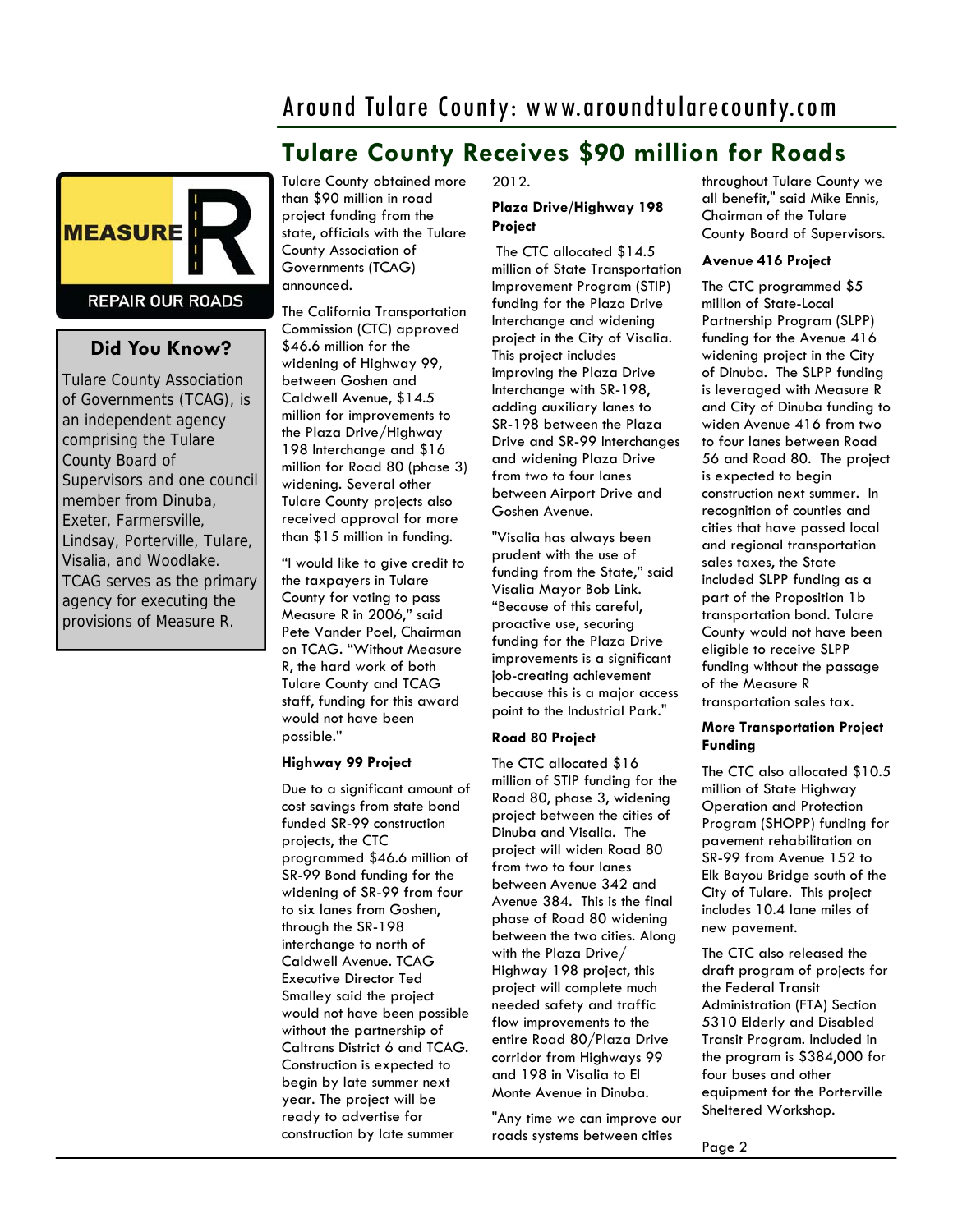# Tulare County Receives $90 million for Roads

MEASURE R

REPAIR OUR ROADS

### Did You Know?

Tulare County Association of Governments (TCAG), is an independent agency comprising the Tulare County Board of Supervisors and one council member from Dinuba, Exeter, Farmersville, Lindsay, Porterville, Tulare, Visalia, and Woodlake. TCAG serves as the primary agency for executing the provisions of Measure R.

Tulare County obtained more than $90 million in road project funding from the state, officials with the Tulare County Association of Governments (TCAG) announced.

The California Transportation Commission (CTC) approved $46.6 million for the widening of Highway 99, between Goshen and Caldwell Avenue, $14.5 million for improvements to the Plaza Drive/Highway 198 Interchange and $16 million for Road 80 (phase 3) widening. Several other Tulare County projects also received approval for more than $15 million in funding.

"I would like to give credit to the taxpayers in Tulare County for voting to pass Measure R in 2006," said Pete Vander Poel, Chairman on TCAG. "Without Measure R, the hard work of both Tulare County and TCAG staff, funding for this award would not have been possible."

**Highway 99 Project**

Due to a significant amount of cost savings from state bond funded SR-99 construction projects, the CTC programmed $46.6 million of SR-99 Bond funding for the widening of SR-99 from four to six lanes from Goshen, through the SR-198 interchange to north of Caldwell Avenue. TCAG Executive Director Ted Smalley said the project would not have been possible without the partnership of Caltrans District 6 and TCAG. Construction is expected to begin by late summer next year. The project will be ready to advertise for construction by late summer 2012.

**Plaza Drive/Highway 198 Project**

The CTC allocated $14.5 million of State Transportation Improvement Program (STIP) funding for the Plaza Drive Interchange and widening project in the City of Visalia. This project includes improving the Plaza Drive Interchange with SR-198, adding auxiliary lanes to SR-198 between the Plaza Drive and SR-99 Interchanges and widening Plaza Drive from two to four lanes between Airport Drive and Goshen Avenue.

"Visalia has always been prudent with the use of funding from the State," said Visalia Mayor Bob Link. "Because of this careful, proactive use, securing funding for the Plaza Drive improvements is a significant job-creating achievement because this is a major access point to the Industrial Park."

**Road 80 Project**

The CTC allocated $16 million of STIP funding for the Road 80, phase 3, widening project between the cities of Dinuba and Visalia. The project will widen Road 80 from two to four lanes between Avenue 342 and Avenue 384. This is the final phase of Road 80 widening between the two cities. Along with the Plaza Drive/ Highway 198 project, this project will complete much needed safety and traffic flow improvements to the entire Road 80/Plaza Drive corridor from Highways 99 and 198 in Visalia to El Monte Avenue in Dinuba.

"Any time we can improve our roads systems between cities throughout Tulare County we all benefit," said Mike Ennis, Chairman of the Tulare County Board of Supervisors.

**Avenue 416 Project**

The CTC programmed $5 million of State-Local Partnership Program (SLPP) funding for the Avenue 416 widening project in the City of Dinuba. The SLPP funding is leveraged with Measure R and City of Dinuba funding to widen Avenue 416 from two to four lanes between Road 56 and Road 80. The project is expected to begin construction next summer. In recognition of counties and cities that have passed local and regional transportation sales taxes, the State included SLPP funding as a part of the Proposition 1b transportation bond. Tulare County would not have been eligible to receive SLPP funding without the passage of the Measure R transportation sales tax.

**More Transportation Project Funding**

The CTC also allocated $10.5 million of State Highway Operation and Protection Program (SHOPP) funding for pavement rehabilitation on SR-99 from Avenue 152 to Elk Bayou Bridge south of the City of Tulare. This project includes 10.4 lane miles of new pavement.

The CTC also released the draft program of projects for the Federal Transit Administration (FTA) Section 5310 Elderly and Disabled Transit Program. Included in the program is $384,000 for four buses and other equipment for the Porterville Sheltered Workshop.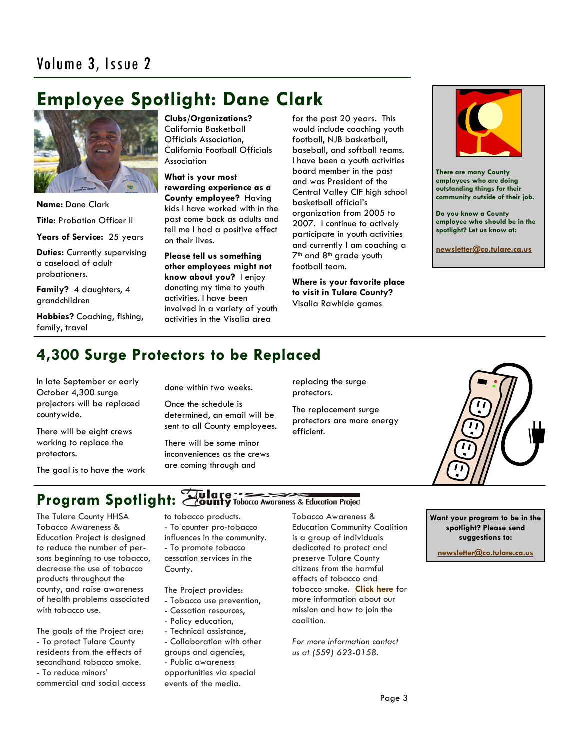# Employee Spotlight: Dane Clark

**Name:** Dane Clark

**Title:** Probation Officer II

**Years of Service:** 25 years

**Duties:** Currently supervising a caseload of adult probationers.

**Family?** 4 daughters, 4 grandchildren

**Hobbies?** Coaching, fishing, family, travel

**Clubs/Organizations?** California Basketball Officials Association, California Football Officials Association

**What is your most rewarding experience as a County employee?** Having kids I have worked with in the past come back as adults and tell me I had a positive effect on their lives.

**Please tell us something other employees might not know about you?** I enjoy donating my time to youth activities. I have been involved in a variety of youth activities in the Visalia area for the past 20 years. This would include coaching youth football, NJB basketball, baseball, and softball teams. I have been a youth activities board member in the past and was President of the Central Valley CIF high school basketball official's organization from 2005 to 2007. I continue to actively participate in youth activities and currently I am coaching a 7th and 8th grade youth football team.

**Where is your favorite place to visit in Tulare County?** Visalia Rawhide games

**There are many County employees who are doing outstanding things for their community outside of their job.**

**Do you know a County employee who should be in the spotlight? Let us know at:**

**newsletter@co.tulare.ca.us**

## 4,300 Surge Protectors to be Replaced

In late September or early October 4,300 surge projectors will be replaced countywide.

There will be eight crews working to replace the protectors.

The goal is to have the work done within two weeks.

Once the schedule is determined, an email will be sent to all County employees.

There will be some minor inconveniences as the crews are coming through and replacing the surge protectors.

The replacement surge protectors are more energy efficient.

## Program Spotlight: Tulare County Tobacco Awareness & Education Project

The Tulare County HHSA Tobacco Awareness & Education Project is designed to reduce the number of persons beginning to use tobacco, decrease the use of tobacco products throughout the county, and raise awareness of health problems associated with tobacco use.

The goals of the Project are:
- To protect Tulare County residents from the effects of secondhand tobacco smoke.
- To reduce minors' commercial and social access to tobacco products.
- To counter pro-tobacco influences in the community.
- To promote tobacco cessation services in the County.

The Project provides:
- Tobacco use prevention,
- Cessation resources,
- Policy education,
- Technical assistance,
- Collaboration with other groups and agencies,
- Public awareness opportunities via special events of the media.

Tobacco Awareness & Education Community Coalition is a group of individuals dedicated to protect and preserve Tulare County citizens from the harmful effects of tobacco and tobacco smoke. **Click here** for more information about our mission and how to join the coalition.

*For more information contact us at (559) 623-0158.*

**Want your program to be in the spotlight? Please send suggestions to:**

**newsletter@co.tulare.ca.us**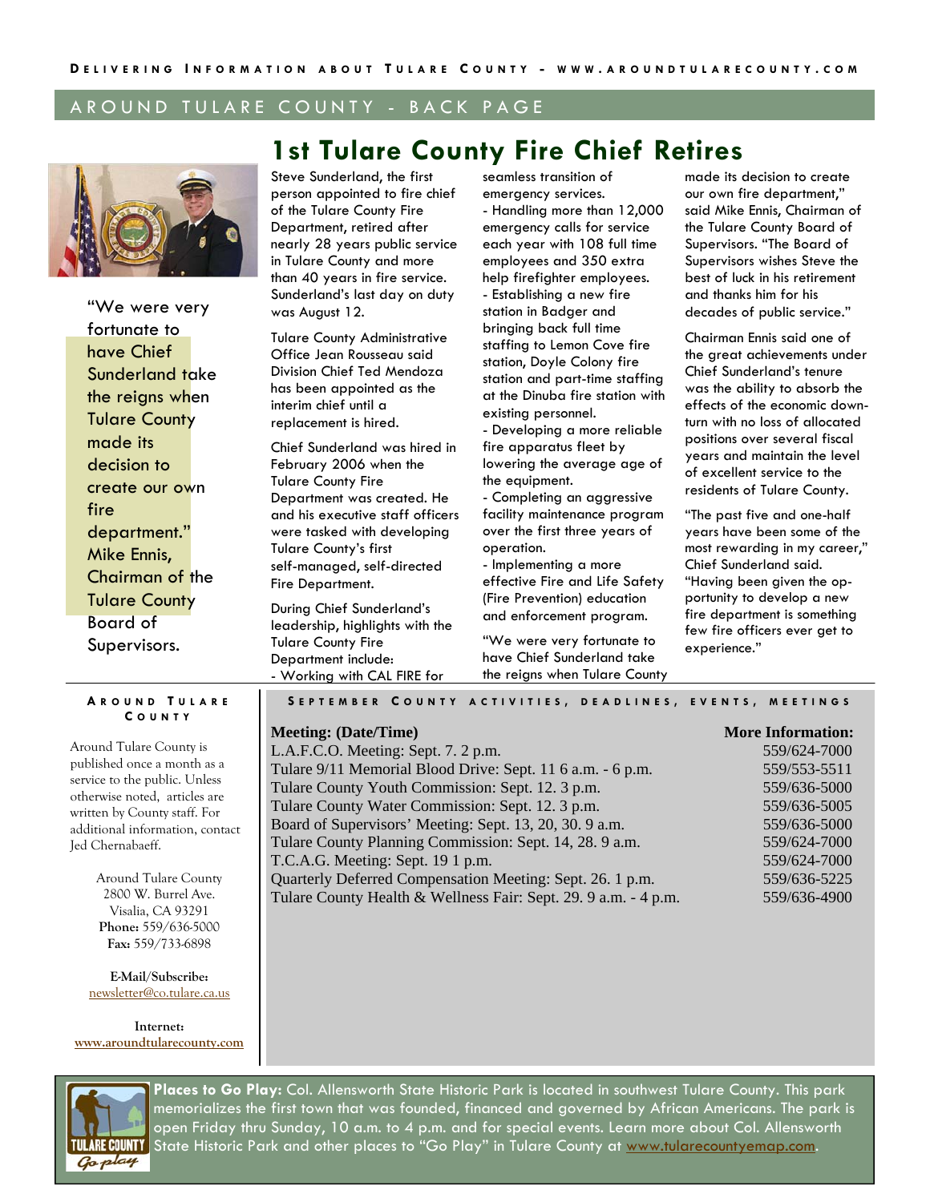# AROUND TULARE COUNTY - BACK PAGE

## 1st Tulare County Fire Chief Retires

"We were very fortunate to have Chief Sunderland take the reigns when Tulare County made its decision to create our own fire department." Mike Ennis, Chairman of the Tulare County Board of Supervisors.

Steve Sunderland, the first person appointed to fire chief of the Tulare County Fire Department, retired after nearly 28 years public service in Tulare County and more than 40 years in fire service. Sunderland's last day on duty was August 12.

Tulare County Administrative Office Jean Rousseau said Division Chief Ted Mendoza has been appointed as the interim chief until a replacement is hired.

Chief Sunderland was hired in February 2006 when the Tulare County Fire Department was created. He and his executive staff officers were tasked with developing Tulare County's first self-managed, self-directed Fire Department.

During Chief Sunderland's leadership, highlights with the Tulare County Fire Department include:

- Working with CAL FIRE for seamless transition of emergency services.
- Handling more than 12,000 emergency calls for service each year with 108 full time employees and 350 extra help firefighter employees.
- Establishing a new fire station in Badger and bringing back full time staffing to Lemon Cove fire station, Doyle Colony fire station and part-time staffing at the Dinuba fire station with existing personnel.
- Developing a more reliable fire apparatus fleet by lowering the average age of the equipment.
- Completing an aggressive facility maintenance program over the first three years of operation.
- Implementing a more effective Fire and Life Safety (Fire Prevention) education and enforcement program.

"We were very fortunate to have Chief Sunderland take the reigns when Tulare County made its decision to create our own fire department," said Mike Ennis, Chairman of the Tulare County Board of Supervisors. "The Board of Supervisors wishes Steve the best of luck in his retirement and thanks him for his decades of public service."

Chairman Ennis said one of the great achievements under Chief Sunderland's tenure was the ability to absorb the effects of the economic downturn with no loss of allocated positions over several fiscal years and maintain the level of excellent service to the residents of Tulare County.

"The past five and one-half years have been some of the most rewarding in my career," Chief Sunderland said. "Having been given the opportunity to develop a new fire department is something few fire officers ever get to experience."

### AROUND TULARE COUNTY

Around Tulare County is published once a month as a service to the public. Unless otherwise noted, articles are written by County staff. For additional information, contact Jed Chernabaeff.

Around Tulare County
2800 W. Burrel Ave.
Visalia, CA 93291
**Phone:** 559/636-5000
**Fax:** 559/733-6898

**E-Mail/Subscribe:**
newsletter@co.tulare.ca.us

**Internet:**
www.aroundtularecounty.com

### SEPTEMBER COUNTY ACTIVITIES, DEADLINES, EVENTS, MEETINGS

| Meeting: (Date/Time) | More Information: |
|---|---|
| L.A.F.C.O. Meeting: Sept. 7. 2 p.m. | 559/624-7000 |
| Tulare 9/11 Memorial Blood Drive: Sept. 11 6 a.m. - 6 p.m. | 559/553-5511 |
| Tulare County Youth Commission: Sept. 12. 3 p.m. | 559/636-5000 |
| Tulare County Water Commission: Sept. 12. 3 p.m. | 559/636-5005 |
| Board of Supervisors' Meeting: Sept. 13, 20, 30. 9 a.m. | 559/636-5000 |
| Tulare County Planning Commission: Sept. 14, 28. 9 a.m. | 559/624-7000 |
| T.C.A.G. Meeting: Sept. 19 1 p.m. | 559/624-7000 |
| Quarterly Deferred Compensation Meeting: Sept. 26. 1 p.m. | 559/636-5225 |
| Tulare County Health & Wellness Fair: Sept. 29. 9 a.m. - 4 p.m. | 559/636-4900 |

**Places to Go Play:** Col. Allensworth State Historic Park is located in southwest Tulare County. This park memorializes the first town that was founded, financed and governed by African Americans. The park is open Friday thru Sunday, 10 a.m. to 4 p.m. and for special events. Learn more about Col. Allensworth State Historic Park and other places to "Go Play" in Tulare County at www.tularecountyemap.com.